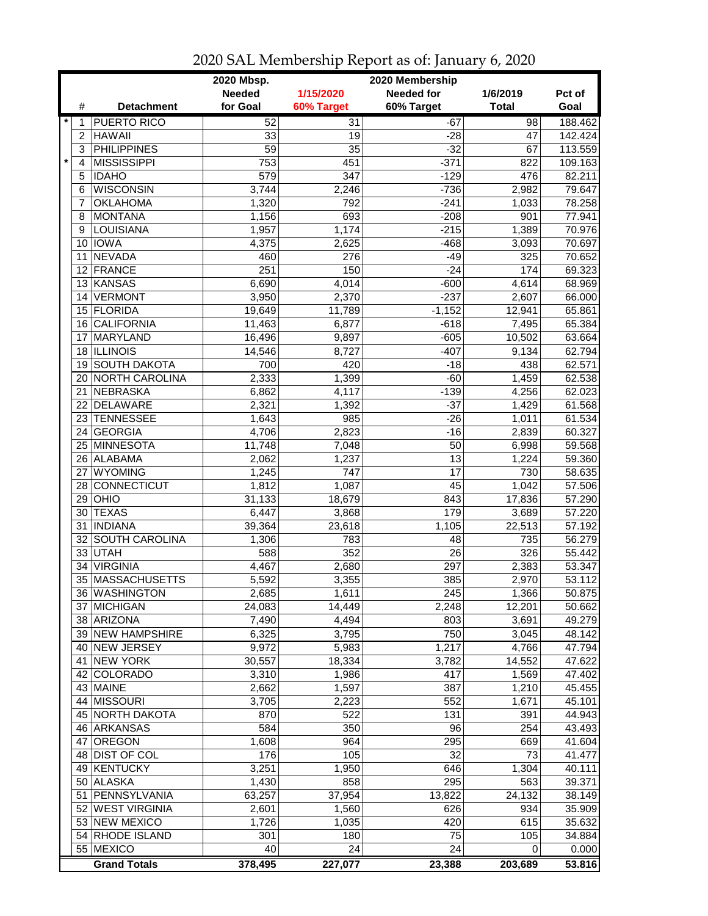# 2020 SAL Membership Report as of: January 6, 2020

| | # | Detachment | 2020 Mbsp. Needed for Goal | 1/15/2020 60% Target | 2020 Membership Needed for 60% Target | 1/6/2019 Total | Pct of Goal |
|---|---|---|---|---|---|---|---|
| * | 1 | PUERTO RICO | 52 | 31 | -67 | 98 | 188.462 |
| | 2 | HAWAII | 33 | 19 | -28 | 47 | 142.424 |
| | 3 | PHILIPPINES | 59 | 35 | -32 | 67 | 113.559 |
| * | 4 | MISSISSIPPI | 753 | 451 | -371 | 822 | 109.163 |
| | 5 | IDAHO | 579 | 347 | -129 | 476 | 82.211 |
| | 6 | WISCONSIN | 3,744 | 2,246 | -736 | 2,982 | 79.647 |
| | 7 | OKLAHOMA | 1,320 | 792 | -241 | 1,033 | 78.258 |
| | 8 | MONTANA | 1,156 | 693 | -208 | 901 | 77.941 |
| | 9 | LOUISIANA | 1,957 | 1,174 | -215 | 1,389 | 70.976 |
| | 10 | IOWA | 4,375 | 2,625 | -468 | 3,093 | 70.697 |
| | 11 | NEVADA | 460 | 276 | -49 | 325 | 70.652 |
| | 12 | FRANCE | 251 | 150 | -24 | 174 | 69.323 |
| | 13 | KANSAS | 6,690 | 4,014 | -600 | 4,614 | 68.969 |
| | 14 | VERMONT | 3,950 | 2,370 | -237 | 2,607 | 66.000 |
| | 15 | FLORIDA | 19,649 | 11,789 | -1,152 | 12,941 | 65.861 |
| | 16 | CALIFORNIA | 11,463 | 6,877 | -618 | 7,495 | 65.384 |
| | 17 | MARYLAND | 16,496 | 9,897 | -605 | 10,502 | 63.664 |
| | 18 | ILLINOIS | 14,546 | 8,727 | -407 | 9,134 | 62.794 |
| | 19 | SOUTH DAKOTA | 700 | 420 | -18 | 438 | 62.571 |
| | 20 | NORTH CAROLINA | 2,333 | 1,399 | -60 | 1,459 | 62.538 |
| | 21 | NEBRASKA | 6,862 | 4,117 | -139 | 4,256 | 62.023 |
| | 22 | DELAWARE | 2,321 | 1,392 | -37 | 1,429 | 61.568 |
| | 23 | TENNESSEE | 1,643 | 985 | -26 | 1,011 | 61.534 |
| | 24 | GEORGIA | 4,706 | 2,823 | -16 | 2,839 | 60.327 |
| | 25 | MINNESOTA | 11,748 | 7,048 | 50 | 6,998 | 59.568 |
| | 26 | ALABAMA | 2,062 | 1,237 | 13 | 1,224 | 59.360 |
| | 27 | WYOMING | 1,245 | 747 | 17 | 730 | 58.635 |
| | 28 | CONNECTICUT | 1,812 | 1,087 | 45 | 1,042 | 57.506 |
| | 29 | OHIO | 31,133 | 18,679 | 843 | 17,836 | 57.290 |
| | 30 | TEXAS | 6,447 | 3,868 | 179 | 3,689 | 57.220 |
| | 31 | INDIANA | 39,364 | 23,618 | 1,105 | 22,513 | 57.192 |
| | 32 | SOUTH CAROLINA | 1,306 | 783 | 48 | 735 | 56.279 |
| | 33 | UTAH | 588 | 352 | 26 | 326 | 55.442 |
| | 34 | VIRGINIA | 4,467 | 2,680 | 297 | 2,383 | 53.347 |
| | 35 | MASSACHUSETTS | 5,592 | 3,355 | 385 | 2,970 | 53.112 |
| | 36 | WASHINGTON | 2,685 | 1,611 | 245 | 1,366 | 50.875 |
| | 37 | MICHIGAN | 24,083 | 14,449 | 2,248 | 12,201 | 50.662 |
| | 38 | ARIZONA | 7,490 | 4,494 | 803 | 3,691 | 49.279 |
| | 39 | NEW HAMPSHIRE | 6,325 | 3,795 | 750 | 3,045 | 48.142 |
| | 40 | NEW JERSEY | 9,972 | 5,983 | 1,217 | 4,766 | 47.794 |
| | 41 | NEW YORK | 30,557 | 18,334 | 3,782 | 14,552 | 47.622 |
| | 42 | COLORADO | 3,310 | 1,986 | 417 | 1,569 | 47.402 |
| | 43 | MAINE | 2,662 | 1,597 | 387 | 1,210 | 45.455 |
| | 44 | MISSOURI | 3,705 | 2,223 | 552 | 1,671 | 45.101 |
| | 45 | NORTH DAKOTA | 870 | 522 | 131 | 391 | 44.943 |
| | 46 | ARKANSAS | 584 | 350 | 96 | 254 | 43.493 |
| | 47 | OREGON | 1,608 | 964 | 295 | 669 | 41.604 |
| | 48 | DIST OF COL | 176 | 105 | 32 | 73 | 41.477 |
| | 49 | KENTUCKY | 3,251 | 1,950 | 646 | 1,304 | 40.111 |
| | 50 | ALASKA | 1,430 | 858 | 295 | 563 | 39.371 |
| | 51 | PENNSYLVANIA | 63,257 | 37,954 | 13,822 | 24,132 | 38.149 |
| | 52 | WEST VIRGINIA | 2,601 | 1,560 | 626 | 934 | 35.909 |
| | 53 | NEW MEXICO | 1,726 | 1,035 | 420 | 615 | 35.632 |
| | 54 | RHODE ISLAND | 301 | 180 | 75 | 105 | 34.884 |
| | 55 | MEXICO | 40 | 24 | 24 | 0 | 0.000 |
| | | **Grand Totals** | **378,495** | **227,077** | **23,388** | **203,689** | **53.816** |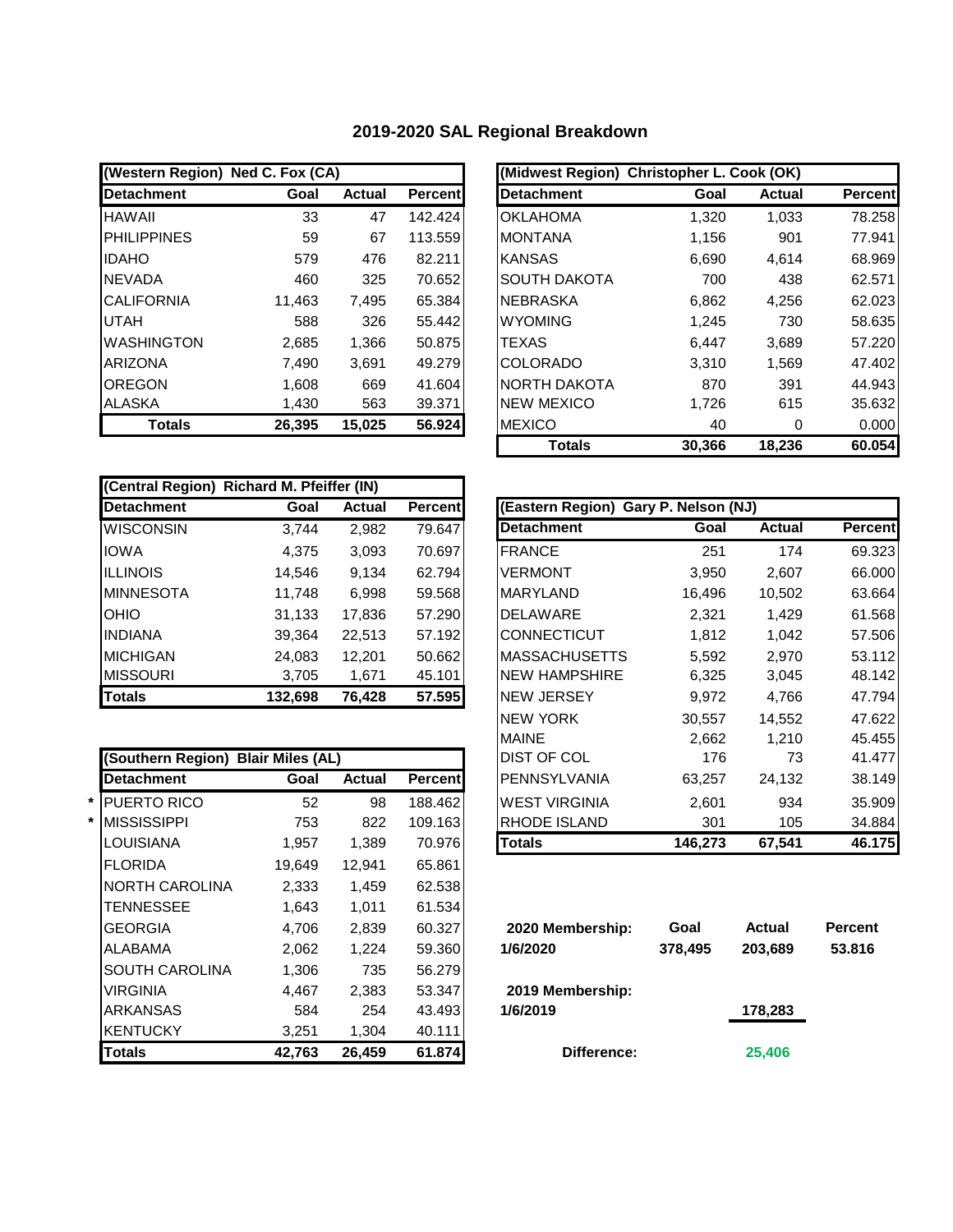# 2019-2020 SAL Regional Breakdown

| (Western Region) Ned C. Fox (CA) | | | |
|---|---|---|---|
| **Detachment** | **Goal** | **Actual** | **Percent** |
| HAWAII | 33 | 47 | 142.424 |
| PHILIPPINES | 59 | 67 | 113.559 |
| IDAHO | 579 | 476 | 82.211 |
| NEVADA | 460 | 325 | 70.652 |
| CALIFORNIA | 11,463 | 7,495 | 65.384 |
| UTAH | 588 | 326 | 55.442 |
| WASHINGTON | 2,685 | 1,366 | 50.875 |
| ARIZONA | 7,490 | 3,691 | 49.279 |
| OREGON | 1,608 | 669 | 41.604 |
| ALASKA | 1,430 | 563 | 39.371 |
| **Totals** | **26,395** | **15,025** | **56.924** |

| (Midwest Region) Christopher L. Cook (OK) | | | |
|---|---|---|---|
| **Detachment** | **Goal** | **Actual** | **Percent** |
| OKLAHOMA | 1,320 | 1,033 | 78.258 |
| MONTANA | 1,156 | 901 | 77.941 |
| KANSAS | 6,690 | 4,614 | 68.969 |
| SOUTH DAKOTA | 700 | 438 | 62.571 |
| NEBRASKA | 6,862 | 4,256 | 62.023 |
| WYOMING | 1,245 | 730 | 58.635 |
| TEXAS | 6,447 | 3,689 | 57.220 |
| COLORADO | 3,310 | 1,569 | 47.402 |
| NORTH DAKOTA | 870 | 391 | 44.943 |
| NEW MEXICO | 1,726 | 615 | 35.632 |
| MEXICO | 40 | 0 | 0.000 |
| **Totals** | **30,366** | **18,236** | **60.054** |

| (Central Region) Richard M. Pfeiffer (IN) | | | |
|---|---|---|---|
| **Detachment** | **Goal** | **Actual** | **Percent** |
| WISCONSIN | 3,744 | 2,982 | 79.647 |
| IOWA | 4,375 | 3,093 | 70.697 |
| ILLINOIS | 14,546 | 9,134 | 62.794 |
| MINNESOTA | 11,748 | 6,998 | 59.568 |
| OHIO | 31,133 | 17,836 | 57.290 |
| INDIANA | 39,364 | 22,513 | 57.192 |
| MICHIGAN | 24,083 | 12,201 | 50.662 |
| MISSOURI | 3,705 | 1,671 | 45.101 |
| **Totals** | **132,698** | **76,428** | **57.595** |

| (Eastern Region) Gary P. Nelson (NJ) | | | |
|---|---|---|---|
| **Detachment** | **Goal** | **Actual** | **Percent** |
| FRANCE | 251 | 174 | 69.323 |
| VERMONT | 3,950 | 2,607 | 66.000 |
| MARYLAND | 16,496 | 10,502 | 63.664 |
| DELAWARE | 2,321 | 1,429 | 61.568 |
| CONNECTICUT | 1,812 | 1,042 | 57.506 |
| MASSACHUSETTS | 5,592 | 2,970 | 53.112 |
| NEW HAMPSHIRE | 6,325 | 3,045 | 48.142 |
| NEW JERSEY | 9,972 | 4,766 | 47.794 |
| NEW YORK | 30,557 | 14,552 | 47.622 |
| MAINE | 2,662 | 1,210 | 45.455 |
| DIST OF COL | 176 | 73 | 41.477 |
| PENNSYLVANIA | 63,257 | 24,132 | 38.149 |
| WEST VIRGINIA | 2,601 | 934 | 35.909 |
| RHODE ISLAND | 301 | 105 | 34.884 |
| **Totals** | **146,273** | **67,541** | **46.175** |

| (Southern Region) Blair Miles (AL) | | | |
|---|---|---|---|
| **Detachment** | **Goal** | **Actual** | **Percent** |
| * PUERTO RICO | 52 | 98 | 188.462 |
| * MISSISSIPPI | 753 | 822 | 109.163 |
| LOUISIANA | 1,957 | 1,389 | 70.976 |
| FLORIDA | 19,649 | 12,941 | 65.861 |
| NORTH CAROLINA | 2,333 | 1,459 | 62.538 |
| TENNESSEE | 1,643 | 1,011 | 61.534 |
| GEORGIA | 4,706 | 2,839 | 60.327 |
| ALABAMA | 2,062 | 1,224 | 59.360 |
| SOUTH CAROLINA | 1,306 | 735 | 56.279 |
| VIRGINIA | 4,467 | 2,383 | 53.347 |
| ARKANSAS | 584 | 254 | 43.493 |
| KENTUCKY | 3,251 | 1,304 | 40.111 |
| **Totals** | **42,763** | **26,459** | **61.874** |

| 2020 Membership: | Goal | Actual | Percent |
|---|---|---|---|
| 1/6/2020 | 378,495 | 203,689 | 53.816 |
| **2019 Membership:** | | | |
| 1/6/2019 | | 178,283 | |
| **Difference:** | | **25,406** | |